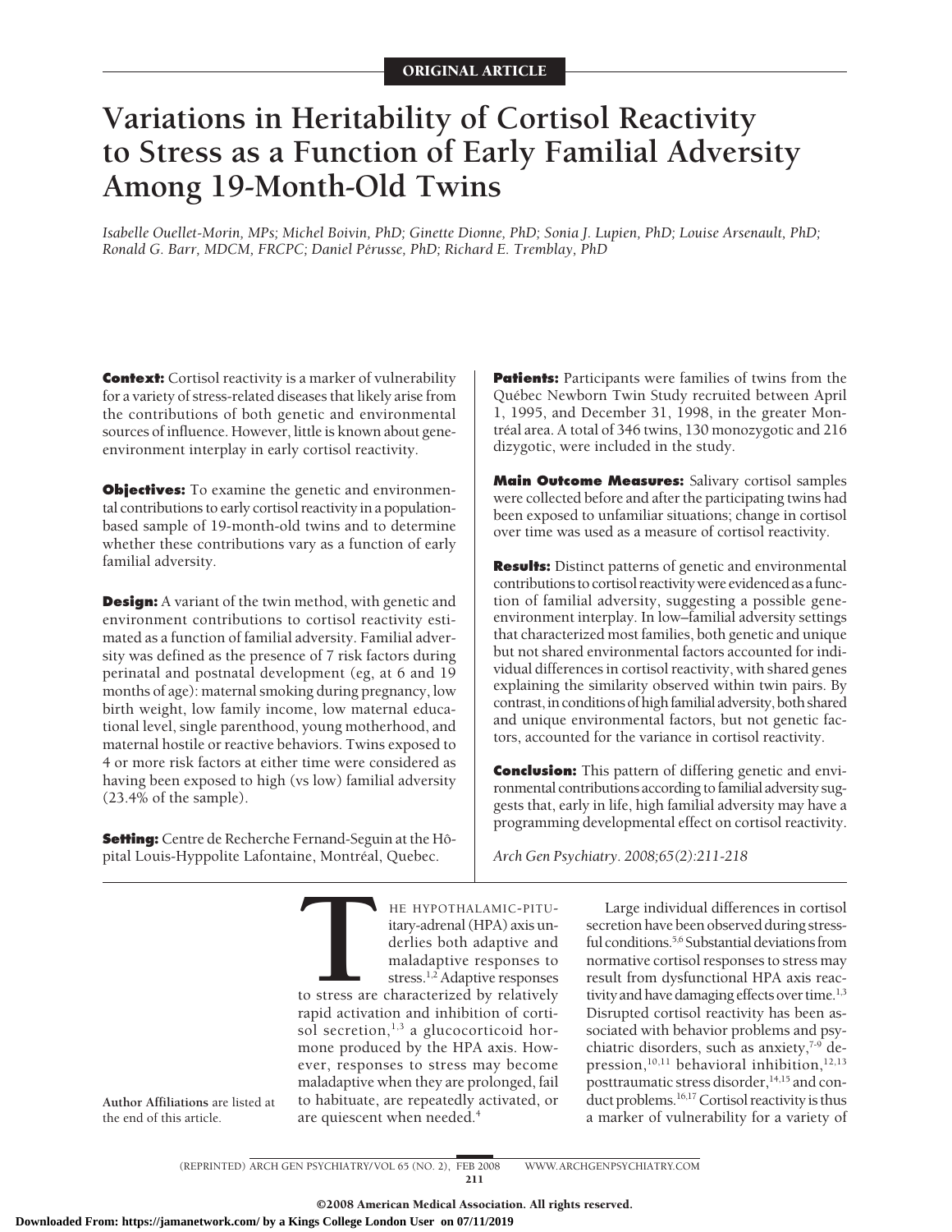ORIGINAL ARTICLE

# Variations in Heritability of Cortisol Reactivity to Stress as a Function of Early Familial Adversity Among 19-Month-Old Twins

*Isabelle Ouellet-Morin, MPs; Michel Boivin, PhD; Ginette Dionne, PhD; Sonia J. Lupien, PhD; Louise Arsenault, PhD; Ronald G. Barr, MDCM, FRCPC; Daniel Pérusse, PhD; Richard E. Tremblay, PhD*

**Context:** Cortisol reactivity is a marker of vulnerability for a variety of stress-related diseases that likely arise from the contributions of both genetic and environmental sources of influence. However, little is known about gene-environment interplay in early cortisol reactivity.

**Objectives:** To examine the genetic and environmental contributions to early cortisol reactivity in a population-based sample of 19-month-old twins and to determine whether these contributions vary as a function of early familial adversity.

**Design:** A variant of the twin method, with genetic and environment contributions to cortisol reactivity estimated as a function of familial adversity. Familial adversity was defined as the presence of 7 risk factors during perinatal and postnatal development (eg, at 6 and 19 months of age): maternal smoking during pregnancy, low birth weight, low family income, low maternal educational level, single parenthood, young motherhood, and maternal hostile or reactive behaviors. Twins exposed to 4 or more risk factors at either time were considered as having been exposed to high (vs low) familial adversity (23.4% of the sample).

**Setting:** Centre de Recherche Fernand-Seguin at the Hôpital Louis-Hyppolite Lafontaine, Montréal, Quebec.

**Patients:** Participants were families of twins from the Québec Newborn Twin Study recruited between April 1, 1995, and December 31, 1998, in the greater Montréal area. A total of 346 twins, 130 monozygotic and 216 dizygotic, were included in the study.

**Main Outcome Measures:** Salivary cortisol samples were collected before and after the participating twins had been exposed to unfamiliar situations; change in cortisol over time was used as a measure of cortisol reactivity.

**Results:** Distinct patterns of genetic and environmental contributions to cortisol reactivity were evidenced as a function of familial adversity, suggesting a possible gene-environment interplay. In low–familial adversity settings that characterized most families, both genetic and unique but not shared environmental factors accounted for individual differences in cortisol reactivity, with shared genes explaining the similarity observed within twin pairs. By contrast, in conditions of high familial adversity, both shared and unique environmental factors, but not genetic factors, accounted for the variance in cortisol reactivity.

**Conclusion:** This pattern of differing genetic and environmental contributions according to familial adversity suggests that, early in life, high familial adversity may have a programming developmental effect on cortisol reactivity.

*Arch Gen Psychiatry. 2008;65(2):211-218*

Author Affiliations are listed at the end of this article.

THE HYPOTHALAMIC-PITUITARY-ADRENAL (HPA) axis underlies both adaptive and maladaptive responses to stress.[1,2] Adaptive responses to stress are characterized by relatively rapid activation and inhibition of cortisol secretion,[1,3] a glucocorticoid hormone produced by the HPA axis. However, responses to stress may become maladaptive when they are prolonged, fail to habituate, are repeatedly activated, or are quiescent when needed.[4]

Large individual differences in cortisol secretion have been observed during stressful conditions.[5,6] Substantial deviations from normative cortisol responses to stress may result from dysfunctional HPA axis reactivity and have damaging effects over time.[1,3] Disrupted cortisol reactivity has been associated with behavior problems and psychiatric disorders, such as anxiety,[7-9] depression,[10,11] behavioral inhibition,[12,13] posttraumatic stress disorder,[14,15] and conduct problems.[16,17] Cortisol reactivity is thus a marker of vulnerability for a variety of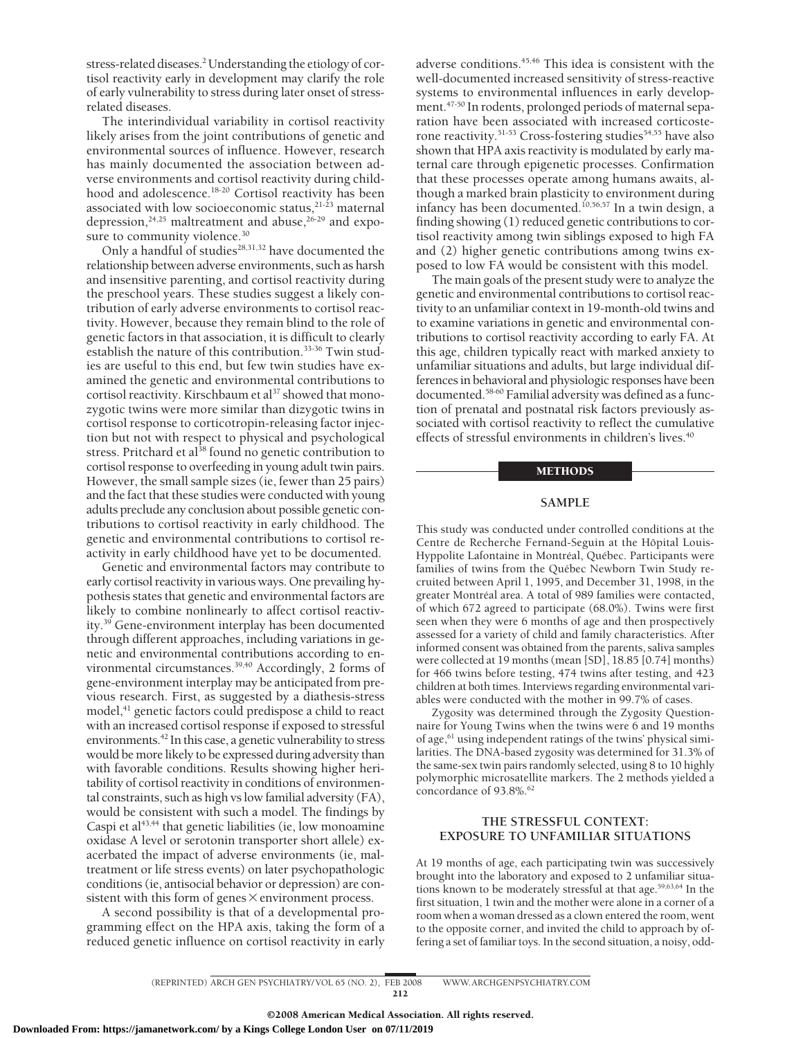stress-related diseases.[2] Understanding the etiology of cortisol reactivity early in development may clarify the role of early vulnerability to stress during later onset of stress-related diseases.

The interindividual variability in cortisol reactivity likely arises from the joint contributions of genetic and environmental sources of influence. However, research has mainly documented the association between adverse environments and cortisol reactivity during childhood and adolescence.[18-20] Cortisol reactivity has been associated with low socioeconomic status,[21-23] maternal depression,[24,25] maltreatment and abuse,[26-29] and exposure to community violence.[30]

Only a handful of studies[28,31,32] have documented the relationship between adverse environments, such as harsh and insensitive parenting, and cortisol reactivity during the preschool years. These studies suggest a likely contribution of early adverse environments to cortisol reactivity. However, because they remain blind to the role of genetic factors in that association, it is difficult to clearly establish the nature of this contribution.[33-36] Twin studies are useful to this end, but few twin studies have examined the genetic and environmental contributions to cortisol reactivity. Kirschbaum et al[37] showed that monozygotic twins were more similar than dizygotic twins in cortisol response to corticotropin-releasing factor injection but not with respect to physical and psychological stress. Pritchard et al[38] found no genetic contribution to cortisol response to overfeeding in young adult twin pairs. However, the small sample sizes (ie, fewer than 25 pairs) and the fact that these studies were conducted with young adults preclude any conclusion about possible genetic contributions to cortisol reactivity in early childhood. The genetic and environmental contributions to cortisol reactivity in early childhood have yet to be documented.

Genetic and environmental factors may contribute to early cortisol reactivity in various ways. One prevailing hypothesis states that genetic and environmental factors are likely to combine nonlinearly to affect cortisol reactivity.[39] Gene-environment interplay has been documented through different approaches, including variations in genetic and environmental contributions according to environmental circumstances.[39,40] Accordingly, 2 forms of gene-environment interplay may be anticipated from previous research. First, as suggested by a diathesis-stress model,[41] genetic factors could predispose a child to react with an increased cortisol response if exposed to stressful environments.[42] In this case, a genetic vulnerability to stress would be more likely to be expressed during adversity than with favorable conditions. Results showing higher heritability of cortisol reactivity in conditions of environmental constraints, such as high vs low familial adversity (FA), would be consistent with such a model. The findings by Caspi et al[43,44] that genetic liabilities (ie, low monoamine oxidase A level or serotonin transporter short allele) exacerbated the impact of adverse environments (ie, maltreatment or life stress events) on later psychopathologic conditions (ie, antisocial behavior or depression) are consistent with this form of genes × environment process.

A second possibility is that of a developmental programming effect on the HPA axis, taking the form of a reduced genetic influence on cortisol reactivity in early adverse conditions.[45,46] This idea is consistent with the well-documented increased sensitivity of stress-reactive systems to environmental influences in early development.[47-50] In rodents, prolonged periods of maternal separation have been associated with increased corticosterone reactivity.[51-53] Cross-fostering studies[54,55] have also shown that HPA axis reactivity is modulated by early maternal care through epigenetic processes. Confirmation that these processes operate among humans awaits, although a marked brain plasticity to environment during infancy has been documented.[10,56,57] In a twin design, a finding showing (1) reduced genetic contributions to cortisol reactivity among twin siblings exposed to high FA and (2) higher genetic contributions among twins exposed to low FA would be consistent with this model.

The main goals of the present study were to analyze the genetic and environmental contributions to cortisol reactivity to an unfamiliar context in 19-month-old twins and to examine variations in genetic and environmental contributions to cortisol reactivity according to early FA. At this age, children typically react with marked anxiety to unfamiliar situations and adults, but large individual differences in behavioral and physiologic responses have been documented.[58-60] Familial adversity was defined as a function of prenatal and postnatal risk factors previously associated with cortisol reactivity to reflect the cumulative effects of stressful environments in children's lives.[40]

## METHODS

### SAMPLE

This study was conducted under controlled conditions at the Centre de Recherche Fernand-Seguin at the Hôpital Louis-Hyppolite Lafontaine in Montréal, Québec. Participants were families of twins from the Québec Newborn Twin Study recruited between April 1, 1995, and December 31, 1998, in the greater Montréal area. A total of 989 families were contacted, of which 672 agreed to participate (68.0%). Twins were first seen when they were 6 months of age and then prospectively assessed for a variety of child and family characteristics. After informed consent was obtained from the parents, saliva samples were collected at 19 months (mean [SD], 18.85 [0.74] months) for 466 twins before testing, 474 twins after testing, and 423 children at both times. Interviews regarding environmental variables were conducted with the mother in 99.7% of cases.

Zygosity was determined through the Zygosity Questionnaire for Young Twins when the twins were 6 and 19 months of age,[61] using independent ratings of the twins' physical similarities. The DNA-based zygosity was determined for 31.3% of the same-sex twin pairs randomly selected, using 8 to 10 highly polymorphic microsatellite markers. The 2 methods yielded a concordance of 93.8%.[62]

### THE STRESSFUL CONTEXT: EXPOSURE TO UNFAMILIAR SITUATIONS

At 19 months of age, each participating twin was successively brought into the laboratory and exposed to 2 unfamiliar situations known to be moderately stressful at that age.[39,63,64] In the first situation, 1 twin and the mother were alone in a corner of a room when a woman dressed as a clown entered the room, went to the opposite corner, and invited the child to approach by offering a set of familiar toys. In the second situation, a noisy, odd-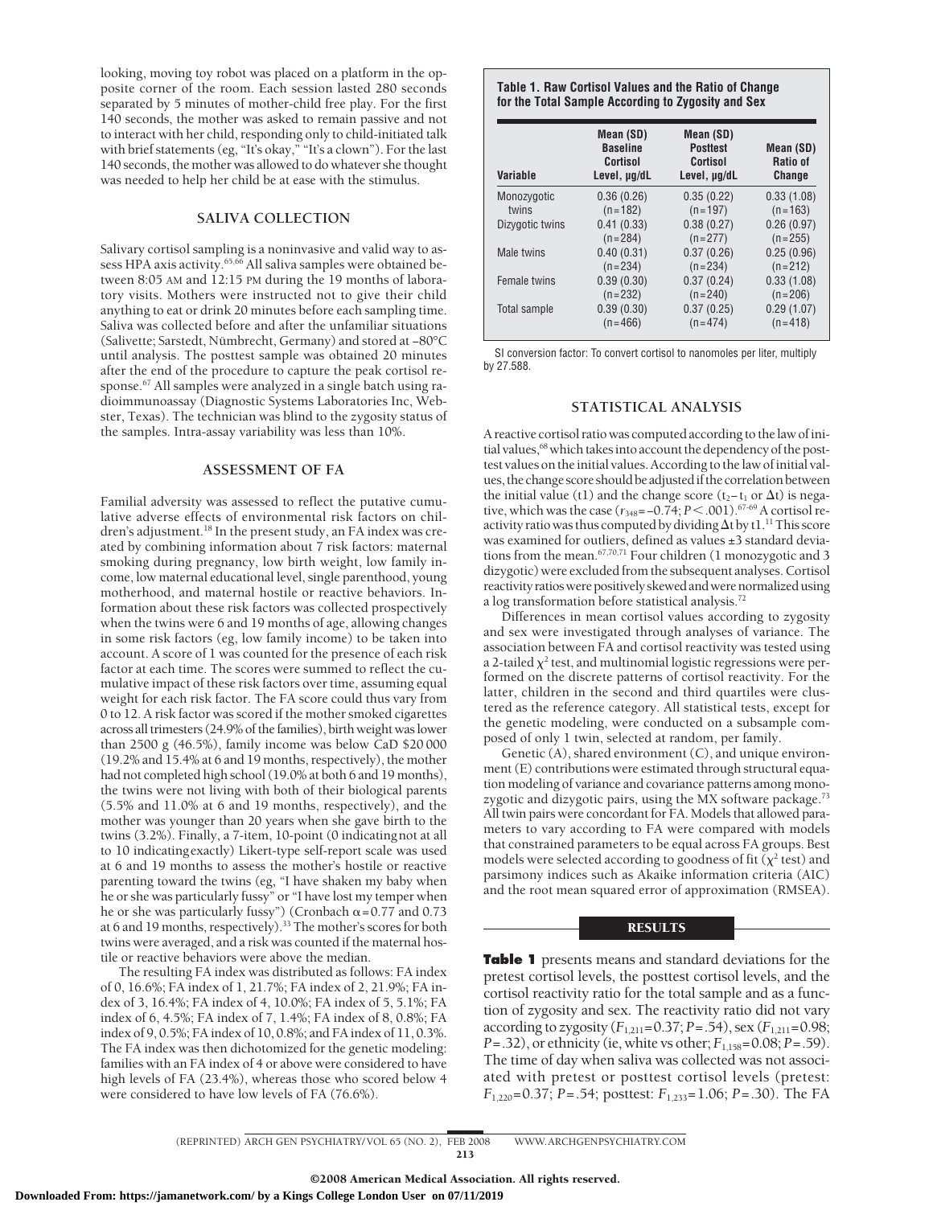looking, moving toy robot was placed on a platform in the opposite corner of the room. Each session lasted 280 seconds separated by 5 minutes of mother-child free play. For the first 140 seconds, the mother was asked to remain passive and not to interact with her child, responding only to child-initiated talk with brief statements (eg, "It's okay," "It's a clown"). For the last 140 seconds, the mother was allowed to do whatever she thought was needed to help her child be at ease with the stimulus.

## SALIVA COLLECTION

Salivary cortisol sampling is a noninvasive and valid way to assess HPA axis activity.[65,66] All saliva samples were obtained between 8:05 AM and 12:15 PM during the 19 months of laboratory visits. Mothers were instructed not to give their child anything to eat or drink 20 minutes before each sampling time. Saliva was collected before and after the unfamiliar situations (Salivette; Sarstedt, Nümbrecht, Germany) and stored at −80°C until analysis. The posttest sample was obtained 20 minutes after the end of the procedure to capture the peak cortisol response.[67] All samples were analyzed in a single batch using radioimmunoassay (Diagnostic Systems Laboratories Inc, Webster, Texas). The technician was blind to the zygosity status of the samples. Intra-assay variability was less than 10%.

## ASSESSMENT OF FA

Familial adversity was assessed to reflect the putative cumulative adverse effects of environmental risk factors on children's adjustment.[18] In the present study, an FA index was created by combining information about 7 risk factors: maternal smoking during pregnancy, low birth weight, low family income, low maternal educational level, single parenthood, young motherhood, and maternal hostile or reactive behaviors. Information about these risk factors was collected prospectively when the twins were 6 and 19 months of age, allowing changes in some risk factors (eg, low family income) to be taken into account. A score of 1 was counted for the presence of each risk factor at each time. The scores were summed to reflect the cumulative impact of these risk factors over time, assuming equal weight for each risk factor. The FA score could thus vary from 0 to 12. A risk factor was scored if the mother smoked cigarettes across all trimesters (24.9% of the families), birth weight was lower than 2500 g (46.5%), family income was below CaD $20 000 (19.2% and 15.4% at 6 and 19 months, respectively), the mother had not completed high school (19.0% at both 6 and 19 months), the twins were not living with both of their biological parents (5.5% and 11.0% at 6 and 19 months, respectively), and the mother was younger than 20 years when she gave birth to the twins (3.2%). Finally, a 7-item, 10-point (0 indicating not at all to 10 indicating exactly) Likert-type self-report scale was used at 6 and 19 months to assess the mother's hostile or reactive parenting toward the twins (eg, "I have shaken my baby when he or she was particularly fussy" or "I have lost my temper when he or she was particularly fussy") (Cronbach $\alpha = 0.77$ and 0.73 at 6 and 19 months, respectively).[33] The mother's scores for both twins were averaged, and a risk was counted if the maternal hostile or reactive behaviors were above the median.

The resulting FA index was distributed as follows: FA index of 0, 16.6%; FA index of 1, 21.7%; FA index of 2, 21.9%; FA index of 3, 16.4%; FA index of 4, 10.0%; FA index of 5, 5.1%; FA index of 6, 4.5%; FA index of 7, 1.4%; FA index of 8, 0.8%; FA index of 9, 0.5%; FA index of 10, 0.8%; and FA index of 11, 0.3%. The FA index was then dichotomized for the genetic modeling: families with an FA index of 4 or above were considered to have high levels of FA (23.4%), whereas those who scored below 4 were considered to have low levels of FA (76.6%).

**Table 1. Raw Cortisol Values and the Ratio of Change for the Total Sample According to Zygosity and Sex**

| Variable | Mean (SD) Baseline Cortisol Level, μg/dL | Mean (SD) Posttest Cortisol Level, μg/dL | Mean (SD) Ratio of Change |
|---|---|---|---|
| Monozygotic twins | 0.36 (0.26) (n = 182) | 0.35 (0.22) (n = 197) | 0.33 (1.08) (n = 163) |
| Dizygotic twins | 0.41 (0.33) (n = 284) | 0.38 (0.27) (n = 277) | 0.26 (0.97) (n = 255) |
| Male twins | 0.40 (0.31) (n = 234) | 0.37 (0.26) (n = 234) | 0.25 (0.96) (n = 212) |
| Female twins | 0.39 (0.30) (n = 232) | 0.37 (0.24) (n = 240) | 0.33 (1.08) (n = 206) |
| Total sample | 0.39 (0.30) (n = 466) | 0.37 (0.25) (n = 474) | 0.29 (1.07) (n = 418) |

SI conversion factor: To convert cortisol to nanomoles per liter, multiply by 27.588.

## STATISTICAL ANALYSIS

A reactive cortisol ratio was computed according to the law of initial values,[68] which takes into account the dependency of the posttest values on the initial values. According to the law of initial values, the change score should be adjusted if the correlation between the initial value (t1) and the change score ($t_2 - t_1$ or $\Delta t$) is negative, which was the case ($r_{348} = -0.74$; $P < .001$).[67-69] A cortisol reactivity ratio was thus computed by dividing $\Delta t$ by t1.[11] This score was examined for outliers, defined as values ±3 standard deviations from the mean.[67,70,71] Four children (1 monozygotic and 3 dizygotic) were excluded from the subsequent analyses. Cortisol reactivity ratios were positively skewed and were normalized using a log transformation before statistical analysis.[72]

Differences in mean cortisol values according to zygosity and sex were investigated through analyses of variance. The association between FA and cortisol reactivity was tested using a 2-tailed $\chi^2$ test, and multinomial logistic regressions were performed on the discrete patterns of cortisol reactivity. For the latter, children in the second and third quartiles were clustered as the reference category. All statistical tests, except for the genetic modeling, were conducted on a subsample composed of only 1 twin, selected at random, per family.

Genetic (A), shared environment (C), and unique environment (E) contributions were estimated through structural equation modeling of variance and covariance patterns among monozygotic and dizygotic pairs, using the MX software package.[73] All twin pairs were concordant for FA. Models that allowed parameters to vary according to FA were compared with models that constrained parameters to be equal across FA groups. Best models were selected according to goodness of fit ($\chi^2$ test) and parsimony indices such as Akaike information criteria (AIC) and the root mean squared error of approximation (RMSEA).

## RESULTS

**Table 1** presents means and standard deviations for the pretest cortisol levels, the posttest cortisol levels, and the cortisol reactivity ratio for the total sample and as a function of zygosity and sex. The reactivity ratio did not vary according to zygosity ($F_{1,211} = 0.37$; $P = .54$), sex ($F_{1,211} = 0.98$; $P = .32$), or ethnicity (ie, white vs other; $F_{1,158} = 0.08$; $P = .59$). The time of day when saliva was collected was not associated with pretest or posttest cortisol levels (pretest: $F_{1,220} = 0.37$; $P = .54$; posttest: $F_{1,233} = 1.06$; $P = .30$). The FA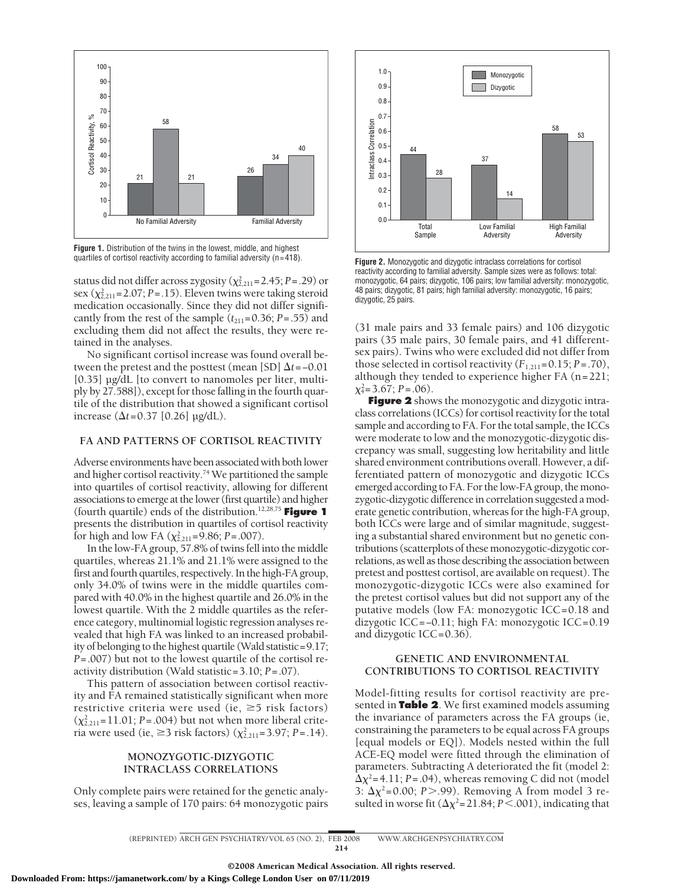Figure 1. Distribution of the twins in the lowest, middle, and highest quartiles of cortisol reactivity according to familial adversity (n=418).

status did not differ across zygosity ($\chi^2_{2,211}$=2.45; *P*=.29) or sex ($\chi^2_{2,211}$=2.07; *P*=.15). Eleven twins were taking steroid medication occasionally. Since they did not differ significantly from the rest of the sample ($t_{211}$=0.36; *P*=.55) and excluding them did not affect the results, they were retained in the analyses.

No significant cortisol increase was found overall between the pretest and the posttest (mean [SD] $\Delta t$=−0.01 [0.35] µg/dL [to convert to nanomoles per liter, multiply by 27.588]), except for those falling in the fourth quartile of the distribution that showed a significant cortisol increase ($\Delta t$=0.37 [0.26] µg/dL).

## FA AND PATTERNS OF CORTISOL REACTIVITY

Adverse environments have been associated with both lower and higher cortisol reactivity.[74] We partitioned the sample into quartiles of cortisol reactivity, allowing for different associations to emerge at the lower (first quartile) and higher (fourth quartile) ends of the distribution.[12,28,75] **Figure 1** presents the distribution in quartiles of cortisol reactivity for high and low FA ($\chi^2_{2,211}$=9.86; *P*=.007).

In the low-FA group, 57.8% of twins fell into the middle quartiles, whereas 21.1% and 21.1% were assigned to the first and fourth quartiles, respectively. In the high-FA group, only 34.0% of twins were in the middle quartiles compared with 40.0% in the highest quartile and 26.0% in the lowest quartile. With the 2 middle quartiles as the reference category, multinomial logistic regression analyses revealed that high FA was linked to an increased probability of belonging to the highest quartile (Wald statistic=9.17; *P*=.007) but not to the lowest quartile of the cortisol reactivity distribution (Wald statistic=3.10; *P*=.07).

This pattern of association between cortisol reactivity and FA remained statistically significant when more restrictive criteria were used (ie, ≥5 risk factors) ($\chi^2_{2,211}$=11.01; *P*=.004) but not when more liberal criteria were used (ie, ≥3 risk factors) ($\chi^2_{2,211}$=3.97; *P*=.14).

## MONOZYGOTIC-DIZYGOTIC INTRACLASS CORRELATIONS

Only complete pairs were retained for the genetic analyses, leaving a sample of 170 pairs: 64 monozygotic pairs (31 male pairs and 33 female pairs) and 106 dizygotic pairs (35 male pairs, 30 female pairs, and 41 different-sex pairs). Twins who were excluded did not differ from those selected in cortisol reactivity ($F_{1,211}$=0.15; *P*=.70), although they tended to experience higher FA (n=221; $\chi^2_4$=3.67; *P*=.06).

Figure 2. Monozygotic and dizygotic intraclass correlations for cortisol reactivity according to familial adversity. Sample sizes were as follows: total: monozygotic, 64 pairs; dizygotic, 106 pairs; low familial adversity: monozygotic, 48 pairs; dizygotic, 81 pairs; high familial adversity: monozygotic, 16 pairs; dizygotic, 25 pairs.

**Figure 2** shows the monozygotic and dizygotic intraclass correlations (ICCs) for cortisol reactivity for the total sample and according to FA. For the total sample, the ICCs were moderate to low and the monozygotic-dizygotic discrepancy was small, suggesting low heritability and little shared environment contributions overall. However, a differentiated pattern of monozygotic and dizygotic ICCs emerged according to FA. For the low-FA group, the monozygotic-dizygotic difference in correlation suggested a moderate genetic contribution, whereas for the high-FA group, both ICCs were large and of similar magnitude, suggesting a substantial shared environment but no genetic contributions (scatterplots of these monozygotic-dizygotic correlations, as well as those describing the association between pretest and posttest cortisol, are available on request). The monozygotic-dizygotic ICCs were also examined for the pretest cortisol values but did not support any of the putative models (low FA: monozygotic ICC=0.18 and dizygotic ICC=−0.11; high FA: monozygotic ICC=0.19 and dizygotic ICC=0.36).

## GENETIC AND ENVIRONMENTAL CONTRIBUTIONS TO CORTISOL REACTIVITY

Model-fitting results for cortisol reactivity are presented in **Table 2**. We first examined models assuming the invariance of parameters across the FA groups (ie, constraining the parameters to be equal across FA groups [equal models or EQ]). Models nested within the full ACE-EQ model were fitted through the elimination of parameters. Subtracting A deteriorated the fit (model 2: $\Delta\chi^2$=4.11; *P*=.04), whereas removing C did not (model 3: $\Delta\chi^2$=0.00; *P*>.99). Removing A from model 3 resulted in worse fit ($\Delta\chi^2$=21.84; *P*<.001), indicating that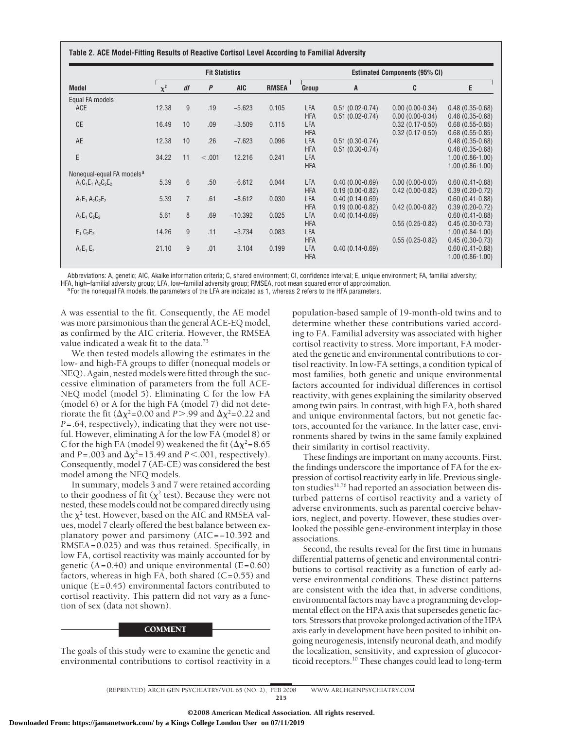**Table 2. ACE Model-Fitting Results of Reactive Cortisol Level According to Familial Adversity**

| Model | Fit Statistics | | | | | Estimated Components (95% CI) | | | |
|---|---|---|---|---|---|---|---|---|---|
| | $\chi^2$ | *df* | *P* | AIC | RMSEA | Group | A | C | E |
| Equal FA models | | | | | | | | | |
| ACE | 12.38 | 9 | .19 | −5.623 | 0.105 | LFA | 0.51 (0.02-0.74) | 0.00 (0.00-0.34) | 0.48 (0.35-0.68) |
| | | | | | | HFA | 0.51 (0.02-0.74) | 0.00 (0.00-0.34) | 0.48 (0.35-0.68) |
| CE | 16.49 | 10 | .09 | −3.509 | 0.115 | LFA | | 0.32 (0.17-0.50) | 0.68 (0.55-0.85) |
| | | | | | | HFA | | 0.32 (0.17-0.50) | 0.68 (0.55-0.85) |
| AE | 12.38 | 10 | .26 | −7.623 | 0.096 | LFA | 0.51 (0.30-0.74) | | 0.48 (0.35-0.68) |
| | | | | | | HFA | 0.51 (0.30-0.74) | | 0.48 (0.35-0.68) |
| E | 34.22 | 11 | <.001 | 12.216 | 0.241 | LFA | | | 1.00 (0.86-1.00) |
| | | | | | | HFA | | | 1.00 (0.86-1.00) |
| Nonequal-equal FA models[a] | | | | | | | | | |
| $A_1C_1E_1$ $A_2C_2E_2$ | 5.39 | 6 | .50 | −6.612 | 0.044 | LFA | 0.40 (0.00-0.69) | 0.00 (0.00-0.00) | 0.60 (0.41-0.88) |
| | | | | | | HFA | 0.19 (0.00-0.82) | 0.42 (0.00-0.82) | 0.39 (0.20-0.72) |
| $A_1E_1$ $A_2C_2E_2$ | 5.39 | 7 | .61 | −8.612 | 0.030 | LFA | 0.40 (0.14-0.69) | | 0.60 (0.41-0.88) |
| | | | | | | HFA | 0.19 (0.00-0.82) | 0.42 (0.00-0.82) | 0.39 (0.20-0.72) |
| $A_1E_1$ $C_2E_2$ | 5.61 | 8 | .69 | −10.392 | 0.025 | LFA | 0.40 (0.14-0.69) | | 0.60 (0.41-0.88) |
| | | | | | | HFA | | 0.55 (0.25-0.82) | 0.45 (0.30-0.73) |
| $E_1$ $C_2E_2$ | 14.26 | 9 | .11 | −3.734 | 0.083 | LFA | | | 1.00 (0.84-1.00) |
| | | | | | | HFA | | 0.55 (0.25-0.82) | 0.45 (0.30-0.73) |
| $A_1E_1$ $E_2$ | 21.10 | 9 | .01 | 3.104 | 0.199 | LFA | 0.40 (0.14-0.69) | | 0.60 (0.41-0.88) |
| | | | | | | HFA | | | 1.00 (0.86-1.00) |

Abbreviations: A, genetic; AIC, Akaike information criteria; C, shared environment; CI, confidence interval; E, unique environment; FA, familial adversity; HFA, high–familial adversity group; LFA, low–familial adversity group; RMSEA, root mean squared error of approximation.
[a] For the nonequal FA models, the parameters of the LFA are indicated as 1, whereas 2 refers to the HFA parameters.

A was essential to the fit. Consequently, the AE model was more parsimonious than the general ACE-EQ model, as confirmed by the AIC criteria. However, the RMSEA value indicated a weak fit to the data.[73]

We then tested models allowing the estimates in the low- and high-FA groups to differ (nonequal models or NEQ). Again, nested models were fitted through the successive elimination of parameters from the full ACE-NEQ model (model 5). Eliminating C for the low FA (model 6) or A for the high FA (model 7) did not deteriorate the fit ($\Delta\chi^2$=0.00 and $P$>.99 and $\Delta\chi^2$=0.22 and $P$=.64, respectively), indicating that they were not useful. However, eliminating A for the low FA (model 8) or C for the high FA (model 9) weakened the fit ($\Delta\chi^2$=8.65 and $P$=.003 and $\Delta\chi^2$=15.49 and $P$<.001, respectively). Consequently, model 7 (AE-CE) was considered the best model among the NEQ models.

In summary, models 3 and 7 were retained according to their goodness of fit ($\chi^2$ test). Because they were not nested, these models could not be compared directly using the $\chi^2$ test. However, based on the AIC and RMSEA values, model 7 clearly offered the best balance between explanatory power and parsimony (AIC=−10.392 and RMSEA=0.025) and was thus retained. Specifically, in low FA, cortisol reactivity was mainly accounted for by genetic (A=0.40) and unique environmental (E=0.60) factors, whereas in high FA, both shared (C=0.55) and unique (E=0.45) environmental factors contributed to cortisol reactivity. This pattern did not vary as a function of sex (data not shown).

## COMMENT

The goals of this study were to examine the genetic and environmental contributions to cortisol reactivity in a population-based sample of 19-month-old twins and to determine whether these contributions varied according to FA. Familial adversity was associated with higher cortisol reactivity to stress. More important, FA moderated the genetic and environmental contributions to cortisol reactivity. In low-FA settings, a condition typical of most families, both genetic and unique environmental factors accounted for individual differences in cortisol reactivity, with genes explaining the similarity observed among twin pairs. In contrast, with high FA, both shared and unique environmental factors, but not genetic factors, accounted for the variance. In the latter case, environments shared by twins in the same family explained their similarity in cortisol reactivity.

These findings are important on many accounts. First, the findings underscore the importance of FA for the expression of cortisol reactivity early in life. Previous singleton studies[31,76] had reported an association between disturbed patterns of cortisol reactivity and a variety of adverse environments, such as parental coercive behaviors, neglect, and poverty. However, these studies overlooked the possible gene-environment interplay in those associations.

Second, the results reveal for the first time in humans differential patterns of genetic and environmental contributions to cortisol reactivity as a function of early adverse environmental conditions. These distinct patterns are consistent with the idea that, in adverse conditions, environmental factors may have a programming developmental effect on the HPA axis that supersedes genetic factors. Stressors that provoke prolonged activation of the HPA axis early in development have been posited to inhibit ongoing neurogenesis, intensify neuronal death, and modify the localization, sensitivity, and expression of glucocorticoid receptors.[10] These changes could lead to long-term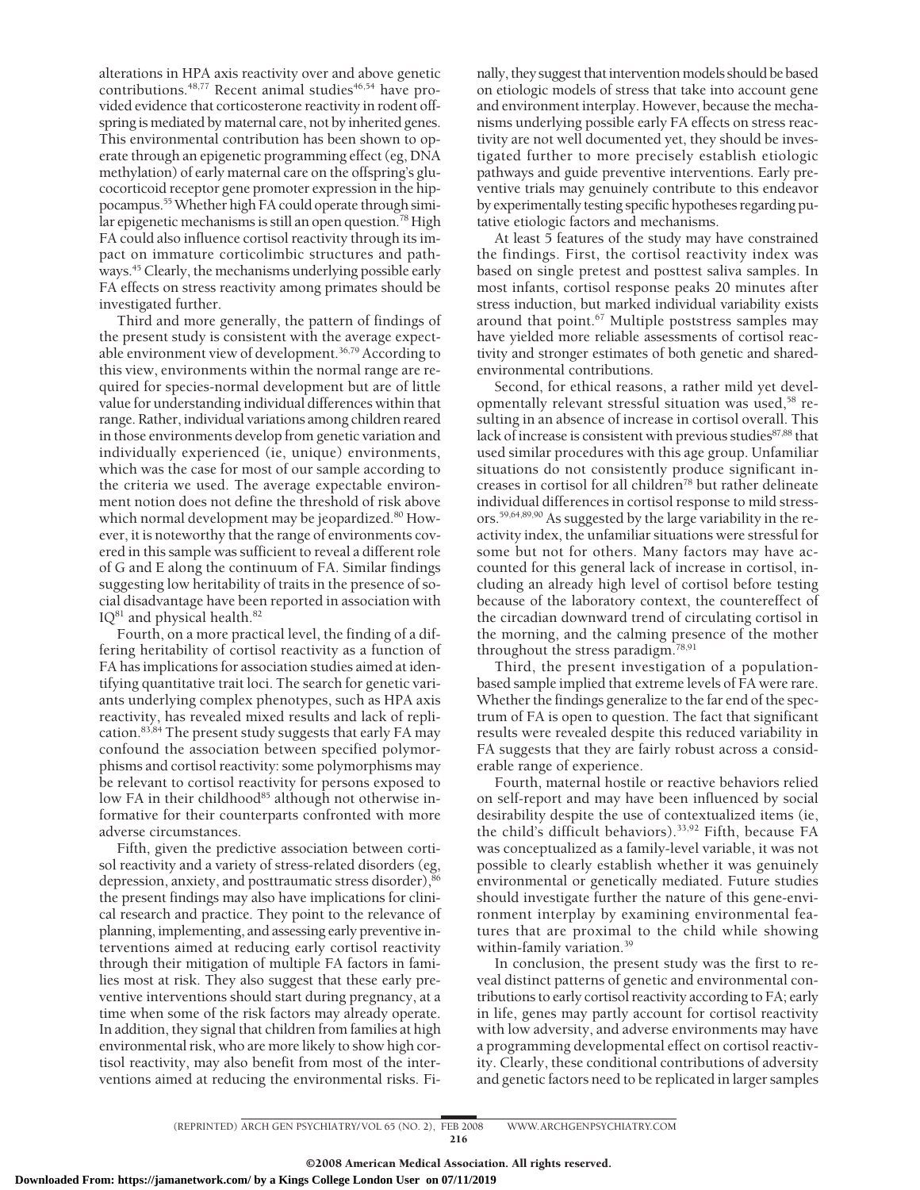alterations in HPA axis reactivity over and above genetic contributions.[48,77] Recent animal studies[46,54] have provided evidence that corticosterone reactivity in rodent offspring is mediated by maternal care, not by inherited genes. This environmental contribution has been shown to operate through an epigenetic programming effect (eg, DNA methylation) of early maternal care on the offspring's glucocorticoid receptor gene promoter expression in the hippocampus.[55] Whether high FA could operate through similar epigenetic mechanisms is still an open question.[78] High FA could also influence cortisol reactivity through its impact on immature corticolimbic structures and pathways.[45] Clearly, the mechanisms underlying possible early FA effects on stress reactivity among primates should be investigated further.

Third and more generally, the pattern of findings of the present study is consistent with the average expectable environment view of development.[36,79] According to this view, environments within the normal range are required for species-normal development but are of little value for understanding individual differences within that range. Rather, individual variations among children reared in those environments develop from genetic variation and individually experienced (ie, unique) environments, which was the case for most of our sample according to the criteria we used. The average expectable environment notion does not define the threshold of risk above which normal development may be jeopardized.[80] However, it is noteworthy that the range of environments covered in this sample was sufficient to reveal a different role of G and E along the continuum of FA. Similar findings suggesting low heritability of traits in the presence of social disadvantage have been reported in association with IQ[81] and physical health.[82]

Fourth, on a more practical level, the finding of a differing heritability of cortisol reactivity as a function of FA has implications for association studies aimed at identifying quantitative trait loci. The search for genetic variants underlying complex phenotypes, such as HPA axis reactivity, has revealed mixed results and lack of replication.[83,84] The present study suggests that early FA may confound the association between specified polymorphisms and cortisol reactivity: some polymorphisms may be relevant to cortisol reactivity for persons exposed to low FA in their childhood[85] although not otherwise informative for their counterparts confronted with more adverse circumstances.

Fifth, given the predictive association between cortisol reactivity and a variety of stress-related disorders (eg, depression, anxiety, and posttraumatic stress disorder),[86] the present findings may also have implications for clinical research and practice. They point to the relevance of planning, implementing, and assessing early preventive interventions aimed at reducing early cortisol reactivity through their mitigation of multiple FA factors in families most at risk. They also suggest that these early preventive interventions should start during pregnancy, at a time when some of the risk factors may already operate. In addition, they signal that children from families at high environmental risk, who are more likely to show high cortisol reactivity, may also benefit from most of the interventions aimed at reducing the environmental risks. Finally, they suggest that intervention models should be based on etiologic models of stress that take into account gene and environment interplay. However, because the mechanisms underlying possible early FA effects on stress reactivity are not well documented yet, they should be investigated further to more precisely establish etiologic pathways and guide preventive interventions. Early preventive trials may genuinely contribute to this endeavor by experimentally testing specific hypotheses regarding putative etiologic factors and mechanisms.

At least 5 features of the study may have constrained the findings. First, the cortisol reactivity index was based on single pretest and posttest saliva samples. In most infants, cortisol response peaks 20 minutes after stress induction, but marked individual variability exists around that point.[67] Multiple poststress samples may have yielded more reliable assessments of cortisol reactivity and stronger estimates of both genetic and shared-environmental contributions.

Second, for ethical reasons, a rather mild yet developmentally relevant stressful situation was used,[58] resulting in an absence of increase in cortisol overall. This lack of increase is consistent with previous studies[87,88] that used similar procedures with this age group. Unfamiliar situations do not consistently produce significant increases in cortisol for all children[78] but rather delineate individual differences in cortisol response to mild stressors.[59,64,89,90] As suggested by the large variability in the reactivity index, the unfamiliar situations were stressful for some but not for others. Many factors may have accounted for this general lack of increase in cortisol, including an already high level of cortisol before testing because of the laboratory context, the countereffect of the circadian downward trend of circulating cortisol in the morning, and the calming presence of the mother throughout the stress paradigm.[78,91]

Third, the present investigation of a population-based sample implied that extreme levels of FA were rare. Whether the findings generalize to the far end of the spectrum of FA is open to question. The fact that significant results were revealed despite this reduced variability in FA suggests that they are fairly robust across a considerable range of experience.

Fourth, maternal hostile or reactive behaviors relied on self-report and may have been influenced by social desirability despite the use of contextualized items (ie, the child's difficult behaviors).[33,92] Fifth, because FA was conceptualized as a family-level variable, it was not possible to clearly establish whether it was genuinely environmental or genetically mediated. Future studies should investigate further the nature of this gene-environment interplay by examining environmental features that are proximal to the child while showing within-family variation.[39]

In conclusion, the present study was the first to reveal distinct patterns of genetic and environmental contributions to early cortisol reactivity according to FA; early in life, genes may partly account for cortisol reactivity with low adversity, and adverse environments may have a programming developmental effect on cortisol reactivity. Clearly, these conditional contributions of adversity and genetic factors need to be replicated in larger samples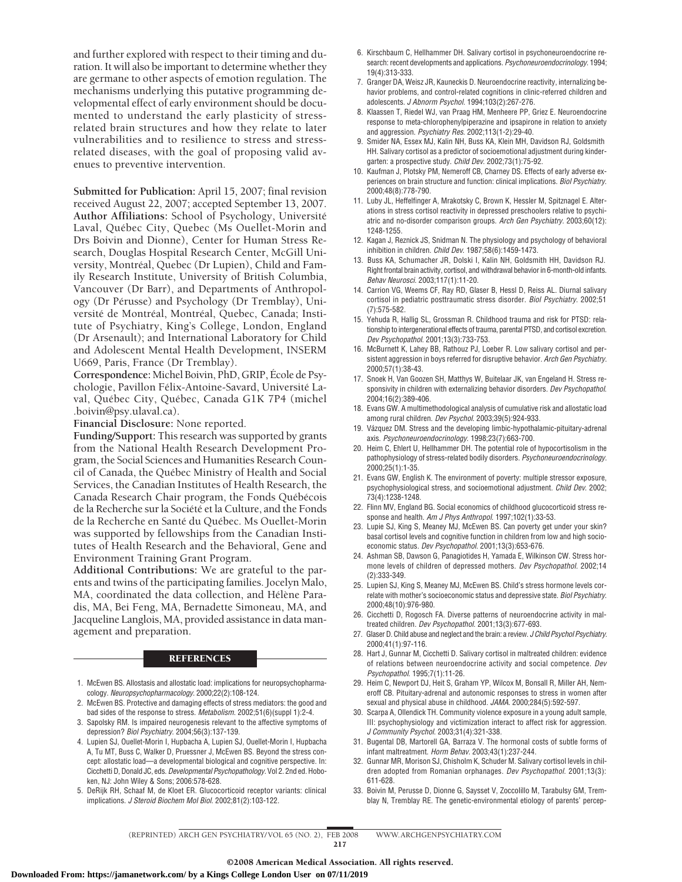and further explored with respect to their timing and duration. It will also be important to determine whether they are germane to other aspects of emotion regulation. The mechanisms underlying this putative programming developmental effect of early environment should be documented to understand the early plasticity of stress-related brain structures and how they relate to later vulnerabilities and to resilience to stress and stress-related diseases, with the goal of proposing valid avenues to preventive intervention.

**Submitted for Publication:** April 15, 2007; final revision received August 22, 2007; accepted September 13, 2007.
**Author Affiliations:** School of Psychology, Université Laval, Québec City, Quebec (Ms Ouellet-Morin and Drs Boivin and Dionne), Center for Human Stress Research, Douglas Hospital Research Center, McGill University, Montréal, Quebec (Dr Lupien), Child and Family Research Institute, University of British Columbia, Vancouver (Dr Barr), and Departments of Anthropology (Dr Pérusse) and Psychology (Dr Tremblay), Université de Montréal, Montréal, Quebec, Canada; Institute of Psychiatry, King's College, London, England (Dr Arsenault); and International Laboratory for Child and Adolescent Mental Health Development, INSERM U669, Paris, France (Dr Tremblay).
**Correspondence:** Michel Boivin, PhD, GRIP, École de Psychologie, Pavillon Félix-Antoine-Savard, Université Laval, Québec City, Québec, Canada G1K 7P4 (michel.boivin@psy.ulaval.ca).
**Financial Disclosure:** None reported.
**Funding/Support:** This research was supported by grants from the National Health Research Development Program, the Social Sciences and Humanities Research Council of Canada, the Québec Ministry of Health and Social Services, the Canadian Institutes of Health Research, the Canada Research Chair program, the Fonds Québécois de la Recherche sur la Société et la Culture, and the Fonds de la Recherche en Santé du Québec. Ms Ouellet-Morin was supported by fellowships from the Canadian Institutes of Health Research and the Behavioral, Gene and Environment Training Grant Program.
**Additional Contributions:** We are grateful to the parents and twins of the participating families. Jocelyn Malo, MA, coordinated the data collection, and Hélène Paradis, MA, Bei Feng, MA, Bernadette Simoneau, MA, and Jacqueline Langlois, MA, provided assistance in data management and preparation.

## REFERENCES

1. McEwen BS. Allostasis and allostatic load: implications for neuropsychopharmacology. *Neuropsychopharmacology*. 2000;22(2):108-124.
2. McEwen BS. Protective and damaging effects of stress mediators: the good and bad sides of the response to stress. *Metabolism*. 2002;51(6)(suppl 1):2-4.
3. Sapolsky RM. Is impaired neurogenesis relevant to the affective symptoms of depression? *Biol Psychiatry*. 2004;56(3):137-139.
4. Lupien SJ, Ouellet-Morin I, Hupbacha A, Lupien SJ, Ouellet-Morin I, Hupbacha A, Tu MT, Buss C, Walker D, Pruessner J, McEwen BS. Beyond the stress concept: allostatic load—a developmental biological and cognitive perspective. In: Cicchetti D, Donald JC, eds. *Developmental Psychopathology*. Vol 2. 2nd ed. Hoboken, NJ: John Wiley & Sons; 2006:578-628.
5. DeRijk RH, Schaaf M, de Kloet ER. Glucocorticoid receptor variants: clinical implications. *J Steroid Biochem Mol Biol*. 2002;81(2):103-122.
6. Kirschbaum C, Hellhammer DH. Salivary cortisol in psychoneuroendocrine research: recent developments and applications. *Psychoneuroendocrinology*. 1994;19(4):313-333.
7. Granger DA, Weisz JR, Kauneckis D. Neuroendocrine reactivity, internalizing behavior problems, and control-related cognitions in clinic-referred children and adolescents. *J Abnorm Psychol*. 1994;103(2):267-276.
8. Klaassen T, Riedel WJ, van Praag HM, Menheere PP, Griez E. Neuroendocrine response to meta-chlorophenylpiperazine and ipsapirone in relation to anxiety and aggression. *Psychiatry Res*. 2002;113(1-2):29-40.
9. Smider NA, Essex MJ, Kalin NH, Buss KA, Klein MH, Davidson RJ, Goldsmith HH. Salivary cortisol as a predictor of socioemotional adjustment during kindergarten: a prospective study. *Child Dev*. 2002;73(1):75-92.
10. Kaufman J, Plotsky PM, Nemeroff CB, Charney DS. Effects of early adverse experiences on brain structure and function: clinical implications. *Biol Psychiatry*. 2000;48(8):778-790.
11. Luby JL, Heffelfinger A, Mrakotsky C, Brown K, Hessler M, Spitznagel E. Alterations in stress cortisol reactivity in depressed preschoolers relative to psychiatric and no-disorder comparison groups. *Arch Gen Psychiatry*. 2003;60(12):1248-1255.
12. Kagan J, Reznick JS, Snidman N. The physiology and psychology of behavioral inhibition in children. *Child Dev*. 1987;58(6):1459-1473.
13. Buss KA, Schumacher JR, Dolski I, Kalin NH, Goldsmith HH, Davidson RJ. Right frontal brain activity, cortisol, and withdrawal behavior in 6-month-old infants. *Behav Neurosci*. 2003;117(1):11-20.
14. Carrion VG, Weems CF, Ray RD, Glaser B, Hessl D, Reiss AL. Diurnal salivary cortisol in pediatric posttraumatic stress disorder. *Biol Psychiatry*. 2002;51(7):575-582.
15. Yehuda R, Hallig SL, Grossman R. Childhood trauma and risk for PTSD: relationship to intergenerational effects of trauma, parental PTSD, and cortisol excretion. *Dev Psychopathol*. 2001;13(3):733-753.
16. McBurnett K, Lahey BB, Rathouz PJ, Loeber R. Low salivary cortisol and persistent aggression in boys referred for disruptive behavior. *Arch Gen Psychiatry*. 2000;57(1):38-43.
17. Snoek H, Van Goozen SH, Matthys W, Buitelaar JK, van Engeland H. Stress responsivity in children with externalizing behavior disorders. *Dev Psychopathol*. 2004;16(2):389-406.
18. Evans GW. A multimethodological analysis of cumulative risk and allostatic load among rural children. *Dev Psychol*. 2003;39(5):924-933.
19. Vázquez DM. Stress and the developing limbic-hypothalamic-pituitary-adrenal axis. *Psychoneuroendocrinology*. 1998;23(7):663-700.
20. Heim C, Ehlert U, Hellhammer DH. The potential role of hypocortisolism in the pathophysiology of stress-related bodily disorders. *Psychoneuroendocrinology*. 2000;25(1):1-35.
21. Evans GW, English K. The environment of poverty: multiple stressor exposure, psychophysiological stress, and socioemotional adjustment. *Child Dev*. 2002;73(4):1238-1248.
22. Flinn MV, England BG. Social economics of childhood glucocorticoid stress response and health. *Am J Phys Anthropol*. 1997;102(1):33-53.
23. Lupie SJ, King S, Meaney MJ, McEwen BS. Can poverty get under your skin? basal cortisol levels and cognitive function in children from low and high socioeconomic status. *Dev Psychopathol*. 2001;13(3):653-676.
24. Ashman SB, Dawson G, Panagiotides H, Yamada E, Wilkinson CW. Stress hormone levels of children of depressed mothers. *Dev Psychopathol*. 2002;14(2):333-349.
25. Lupien SJ, King S, Meaney MJ, McEwen BS. Child's stress hormone levels correlate with mother's socioeconomic status and depressive state. *Biol Psychiatry*. 2000;48(10):976-980.
26. Cicchetti D, Rogosch FA. Diverse patterns of neuroendocrine activity in maltreated children. *Dev Psychopathol*. 2001;13(3):677-693.
27. Glaser D. Child abuse and neglect and the brain: a review. *J Child Psychol Psychiatry*. 2000;41(1):97-116.
28. Hart J, Gunnar M, Cicchetti D. Salivary cortisol in maltreated children: evidence of relations between neuroendocrine activity and social competence. *Dev Psychopathol*. 1995;7(1):11-26.
29. Heim C, Newport DJ, Heit S, Graham YP, Wilcox M, Bonsall R, Miller AH, Nemeroff CB. Pituitary-adrenal and autonomic responses to stress in women after sexual and physical abuse in childhood. *JAMA*. 2000;284(5):592-597.
30. Scarpa A, Ollendick TH. Community violence exposure in a young adult sample, III: psychophysiology and victimization interact to affect risk for aggression. *J Community Psychol*. 2003;31(4):321-338.
31. Bugental DB, Martorell GA, Barraza V. The hormonal costs of subtle forms of infant maltreatment. *Horm Behav*. 2003;43(1):237-244.
32. Gunnar MR, Morison SJ, Chisholm K, Schuder M. Salivary cortisol levels in children adopted from Romanian orphanages. *Dev Psychopathol*. 2001;13(3):611-628.
33. Boivin M, Perusse D, Dionne G, Saysset V, Zoccolillo M, Tarabulsy GM, Tremblay N, Tremblay RE. The genetic-environmental etiology of parents' percep-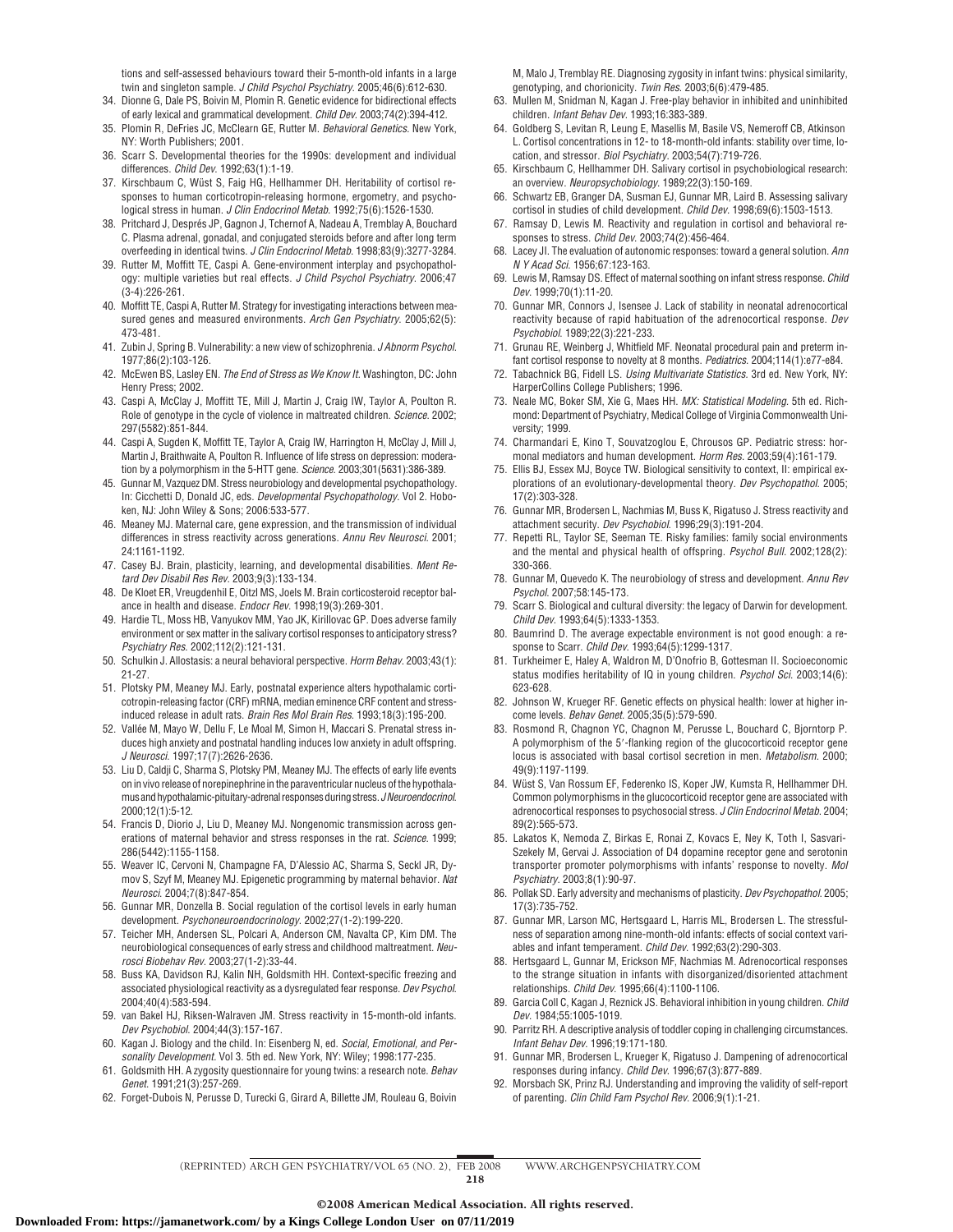tions and self-assessed behaviours toward their 5-month-old infants in a large twin and singleton sample. *J Child Psychol Psychiatry*. 2005;46(6):612-630.

34. Dionne G, Dale PS, Boivin M, Plomin R. Genetic evidence for bidirectional effects of early lexical and grammatical development. *Child Dev*. 2003;74(2):394-412.
35. Plomin R, DeFries JC, McClearn GE, Rutter M. *Behavioral Genetics*. New York, NY: Worth Publishers; 2001.
36. Scarr S. Developmental theories for the 1990s: development and individual differences. *Child Dev*. 1992;63(1):1-19.
37. Kirschbaum C, Wüst S, Faig HG, Hellhammer DH. Heritability of cortisol responses to human corticotropin-releasing hormone, ergometry, and psychological stress in human. *J Clin Endocrinol Metab*. 1992;75(6):1526-1530.
38. Pritchard J, Després JP, Gagnon J, Tchernof A, Nadeau A, Tremblay A, Bouchard C. Plasma adrenal, gonadal, and conjugated steroids before and after long term overfeeding in identical twins. *J Clin Endocrinol Metab*. 1998;83(9):3277-3284.
39. Rutter M, Moffitt TE, Caspi A. Gene-environment interplay and psychopathology: multiple varieties but real effects. *J Child Psychol Psychiatry*. 2006;47 (3-4):226-261.
40. Moffitt TE, Caspi A, Rutter M. Strategy for investigating interactions between measured genes and measured environments. *Arch Gen Psychiatry*. 2005;62(5): 473-481.
41. Zubin J, Spring B. Vulnerability: a new view of schizophrenia. *J Abnorm Psychol*. 1977;86(2):103-126.
42. McEwen BS, Lasley EN. *The End of Stress as We Know It*. Washington, DC: John Henry Press; 2002.
43. Caspi A, McClay J, Moffitt TE, Mill J, Martin J, Craig IW, Taylor A, Poulton R. Role of genotype in the cycle of violence in maltreated children. *Science*. 2002; 297(5582):851-844.
44. Caspi A, Sugden K, Moffitt TE, Taylor A, Craig IW, Harrington H, McClay J, Mill J, Martin J, Braithwaite A, Poulton R. Influence of life stress on depression: moderation by a polymorphism in the 5-HTT gene. *Science*. 2003;301(5631):386-389.
45. Gunnar M, Vazquez DM. Stress neurobiology and developmental psychopathology. In: Cicchetti D, Donald JC, eds. *Developmental Psychopathology*. Vol 2. Hoboken, NJ: John Wiley & Sons; 2006:533-577.
46. Meaney MJ. Maternal care, gene expression, and the transmission of individual differences in stress reactivity across generations. *Annu Rev Neurosci*. 2001; 24:1161-1192.
47. Casey BJ. Brain, plasticity, learning, and developmental disabilities. *Ment Retard Dev Disabil Res Rev*. 2003;9(3):133-134.
48. De Kloet ER, Vreugdenhil E, Oitzl MS, Joels M. Brain corticosteroid receptor balance in health and disease. *Endocr Rev*. 1998;19(3):269-301.
49. Hardie TL, Moss HB, Vanyukov MM, Yao JK, Kirillovac GP. Does adverse family environment or sex matter in the salivary cortisol responses to anticipatory stress? *Psychiatry Res*. 2002;112(2):121-131.
50. Schulkin J. Allostasis: a neural behavioral perspective. *Horm Behav*. 2003;43(1): 21-27.
51. Plotsky PM, Meaney MJ. Early, postnatal experience alters hypothalamic corticotropin-releasing factor (CRF) mRNA, median eminence CRF content and stress-induced release in adult rats. *Brain Res Mol Brain Res*. 1993;18(3):195-200.
52. Vallée M, Mayo W, Dellu F, Le Moal M, Simon H, Maccari S. Prenatal stress induces high anxiety and postnatal handling induces low anxiety in adult offspring. *J Neurosci*. 1997;17(7):2626-2636.
53. Liu D, Caldji C, Sharma S, Plotsky PM, Meaney MJ. The effects of early life events on in vivo release of norepinephrine in the paraventricular nucleus of the hypothalamus and hypothalamic-pituitary-adrenal responses during stress. *J Neuroendocrinol*. 2000;12(1):5-12.
54. Francis D, Diorio J, Liu D, Meaney MJ. Nongenomic transmission across generations of maternal behavior and stress responses in the rat. *Science*. 1999; 286(5442):1155-1158.
55. Weaver IC, Cervoni N, Champagne FA, D'Alessio AC, Sharma S, Seckl JR, Dymov S, Szyf M, Meaney MJ. Epigenetic programming by maternal behavior. *Nat Neurosci*. 2004;7(8):847-854.
56. Gunnar MR, Donzella B. Social regulation of the cortisol levels in early human development. *Psychoneuroendocrinology*. 2002;27(1-2):199-220.
57. Teicher MH, Andersen SL, Polcari A, Anderson CM, Navalta CP, Kim DM. The neurobiological consequences of early stress and childhood maltreatment. *Neurosci Biobehav Rev*. 2003;27(1-2):33-44.
58. Buss KA, Davidson RJ, Kalin NH, Goldsmith HH. Context-specific freezing and associated physiological reactivity as a dysregulated fear response. *Dev Psychol*. 2004;40(4):583-594.
59. van Bakel HJ, Riksen-Walraven JM. Stress reactivity in 15-month-old infants. *Dev Psychobiol*. 2004;44(3):157-167.
60. Kagan J. Biology and the child. In: Eisenberg N, ed. *Social, Emotional, and Personality Development*. Vol 3. 5th ed. New York, NY: Wiley; 1998:177-235.
61. Goldsmith HH. A zygosity questionnaire for young twins: a research note. *Behav Genet*. 1991;21(3):257-269.
62. Forget-Dubois N, Perusse D, Turecki G, Girard A, Billette JM, Rouleau G, Boivin M, Malo J, Tremblay RE. Diagnosing zygosity in infant twins: physical similarity, genotyping, and chorionicity. *Twin Res*. 2003;6(6):479-485.
63. Mullen M, Snidman N, Kagan J. Free-play behavior in inhibited and uninhibited children. *Infant Behav Dev*. 1993;16:383-389.
64. Goldberg S, Levitan R, Leung E, Masellis M, Basile VS, Nemeroff CB, Atkinson L. Cortisol concentrations in 12- to 18-month-old infants: stability over time, location, and stressor. *Biol Psychiatry*. 2003;54(7):719-726.
65. Kirschbaum C, Hellhammer DH. Salivary cortisol in psychobiological research: an overview. *Neuropsychobiology*. 1989;22(3):150-169.
66. Schwartz EB, Granger DA, Susman EJ, Gunnar MR, Laird B. Assessing salivary cortisol in studies of child development. *Child Dev*. 1998;69(6):1503-1513.
67. Ramsay D, Lewis M. Reactivity and regulation in cortisol and behavioral responses to stress. *Child Dev*. 2003;74(2):456-464.
68. Lacey JI. The evaluation of autonomic responses: toward a general solution. *Ann N Y Acad Sci*. 1956;67:123-163.
69. Lewis M, Ramsay DS. Effect of maternal soothing on infant stress response. *Child Dev*. 1999;70(1):11-20.
70. Gunnar MR, Connors J, Isensee J. Lack of stability in neonatal adrenocortical reactivity because of rapid habituation of the adrenocortical response. *Dev Psychobiol*. 1989;22(3):221-233.
71. Grunau RE, Weinberg J, Whitfield MF. Neonatal procedural pain and preterm infant cortisol response to novelty at 8 months. *Pediatrics*. 2004;114(1):e77-e84.
72. Tabachnick BG, Fidell LS. *Using Multivariate Statistics*. 3rd ed. New York, NY: HarperCollins College Publishers; 1996.
73. Neale MC, Boker SM, Xie G, Maes HH. *MX: Statistical Modeling*. 5th ed. Richmond: Department of Psychiatry, Medical College of Virginia Commonwealth University; 1999.
74. Charmandari E, Kino T, Souvatzoglou E, Chrousos GP. Pediatric stress: hormonal mediators and human development. *Horm Res*. 2003;59(4):161-179.
75. Ellis BJ, Essex MJ, Boyce TW. Biological sensitivity to context, II: empirical explorations of an evolutionary-developmental theory. *Dev Psychopathol*. 2005; 17(2):303-328.
76. Gunnar MR, Brodersen L, Nachmias M, Buss K, Rigatuso J. Stress reactivity and attachment security. *Dev Psychobiol*. 1996;29(3):191-204.
77. Repetti RL, Taylor SE, Seeman TE. Risky families: family social environments and the mental and physical health of offspring. *Psychol Bull*. 2002;128(2): 330-366.
78. Gunnar M, Quevedo K. The neurobiology of stress and development. *Annu Rev Psychol*. 2007;58:145-173.
79. Scarr S. Biological and cultural diversity: the legacy of Darwin for development. *Child Dev*. 1993;64(5):1333-1353.
80. Baumrind D. The average expectable environment is not good enough: a response to Scarr. *Child Dev*. 1993;64(5):1299-1317.
81. Turkheimer E, Haley A, Waldron M, D'Onofrio B, Gottesman II. Socioeconomic status modifies heritability of IQ in young children. *Psychol Sci*. 2003;14(6): 623-628.
82. Johnson W, Krueger RF. Genetic effects on physical health: lower at higher income levels. *Behav Genet*. 2005;35(5):579-590.
83. Rosmond R, Chagnon YC, Chagnon M, Perusse L, Bouchard C, Bjorntorp P. A polymorphism of the 5′-flanking region of the glucocorticoid receptor gene locus is associated with basal cortisol secretion in men. *Metabolism*. 2000; 49(9):1197-1199.
84. Wüst S, Van Rossum EF, Federenko IS, Koper JW, Kumsta R, Hellhammer DH. Common polymorphisms in the glucocorticoid receptor gene are associated with adrenocortical responses to psychosocial stress. *J Clin Endocrinol Metab*. 2004; 89(2):565-573.
85. Lakatos K, Nemoda Z, Birkas E, Ronai Z, Kovacs E, Ney K, Toth I, Sasvari-Szekely M, Gervai J. Association of D4 dopamine receptor gene and serotonin transporter promoter polymorphisms with infants' response to novelty. *Mol Psychiatry*. 2003;8(1):90-97.
86. Pollak SD. Early adversity and mechanisms of plasticity. *Dev Psychopathol*. 2005; 17(3):735-752.
87. Gunnar MR, Larson MC, Hertsgaard L, Harris ML, Brodersen L. The stressfulness of separation among nine-month-old infants: effects of social context variables and infant temperament. *Child Dev*. 1992;63(2):290-303.
88. Hertsgaard L, Gunnar M, Erickson MF, Nachmias M. Adrenocortical responses to the strange situation in infants with disorganized/disoriented attachment relationships. *Child Dev*. 1995;66(4):1100-1106.
89. Garcia Coll C, Kagan J, Reznick JS. Behavioral inhibition in young children. *Child Dev*. 1984;55:1005-1019.
90. Parritz RH. A descriptive analysis of toddler coping in challenging circumstances. *Infant Behav Dev*. 1996;19:171-180.
91. Gunnar MR, Brodersen L, Krueger K, Rigatuso J. Dampening of adrenocortical responses during infancy. *Child Dev*. 1996;67(3):877-889.
92. Morsbach SK, Prinz RJ. Understanding and improving the validity of self-report of parenting. *Clin Child Fam Psychol Rev*. 2006;9(1):1-21.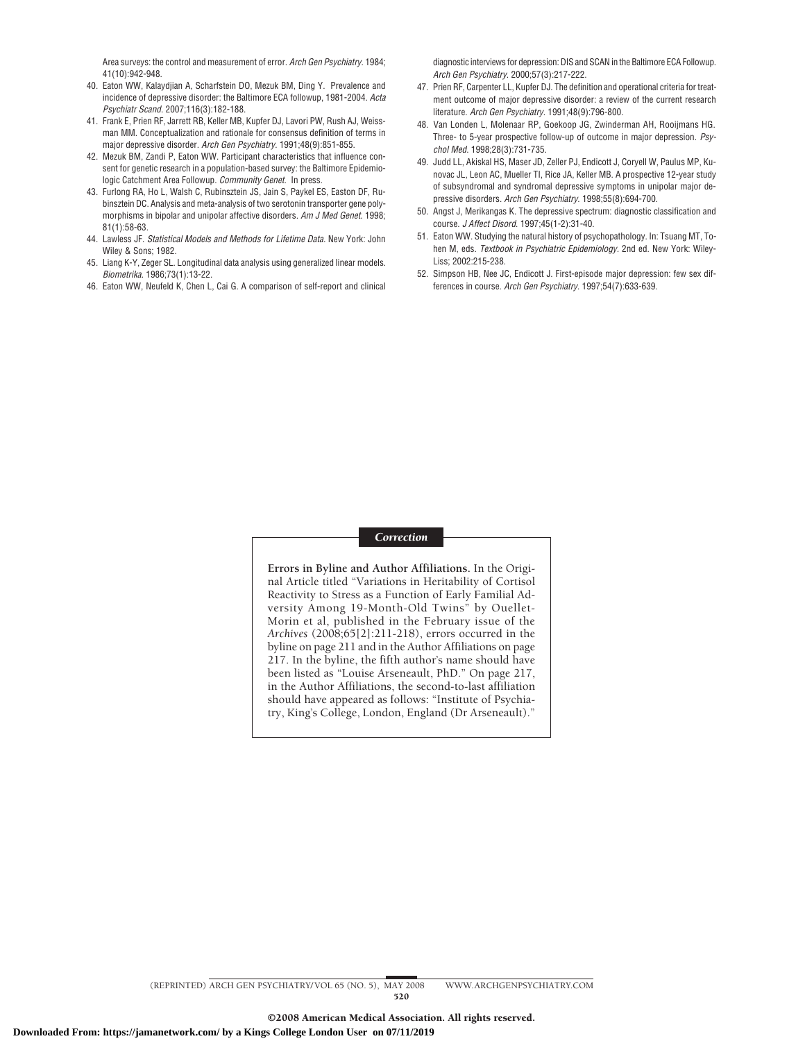Area surveys: the control and measurement of error. *Arch Gen Psychiatry*. 1984; 41(10):942-948.

40. Eaton WW, Kalaydjian A, Scharfstein DO, Mezuk BM, Ding Y. Prevalence and incidence of depressive disorder: the Baltimore ECA followup, 1981-2004. *Acta Psychiatr Scand*. 2007;116(3):182-188.
41. Frank E, Prien RF, Jarrett RB, Keller MB, Kupfer DJ, Lavori PW, Rush AJ, Weissman MM. Conceptualization and rationale for consensus definition of terms in major depressive disorder. *Arch Gen Psychiatry*. 1991;48(9):851-855.
42. Mezuk BM, Zandi P, Eaton WW. Participant characteristics that influence consent for genetic research in a population-based survey: the Baltimore Epidemiologic Catchment Area Followup. *Community Genet*. In press.
43. Furlong RA, Ho L, Walsh C, Rubinsztein JS, Jain S, Paykel ES, Easton DF, Rubinsztein DC. Analysis and meta-analysis of two serotonin transporter gene polymorphisms in bipolar and unipolar affective disorders. *Am J Med Genet*. 1998; 81(1):58-63.
44. Lawless JF. *Statistical Models and Methods for Lifetime Data*. New York: John Wiley & Sons; 1982.
45. Liang K-Y, Zeger SL. Longitudinal data analysis using generalized linear models. *Biometrika*. 1986;73(1):13-22.
46. Eaton WW, Neufeld K, Chen L, Cai G. A comparison of self-report and clinical diagnostic interviews for depression: DIS and SCAN in the Baltimore ECA Followup. *Arch Gen Psychiatry*. 2000;57(3):217-222.
47. Prien RF, Carpenter LL, Kupfer DJ. The definition and operational criteria for treatment outcome of major depressive disorder: a review of the current research literature. *Arch Gen Psychiatry*. 1991;48(9):796-800.
48. Van Londen L, Molenaar RP, Goekoop JG, Zwinderman AH, Rooijmans HG. Three- to 5-year prospective follow-up of outcome in major depression. *Psychol Med*. 1998;28(3):731-735.
49. Judd LL, Akiskal HS, Maser JD, Zeller PJ, Endicott J, Coryell W, Paulus MP, Kunovac JL, Leon AC, Mueller TI, Rice JA, Keller MB. A prospective 12-year study of subsyndromal and syndromal depressive symptoms in unipolar major depressive disorders. *Arch Gen Psychiatry*. 1998;55(8):694-700.
50. Angst J, Merikangas K. The depressive spectrum: diagnostic classification and course. *J Affect Disord*. 1997;45(1-2):31-40.
51. Eaton WW. Studying the natural history of psychopathology. In: Tsuang MT, Tohen M, eds. *Textbook in Psychiatric Epidemiology*. 2nd ed. New York: Wiley-Liss; 2002:215-238.
52. Simpson HB, Nee JC, Endicott J. First-episode major depression: few sex differences in course. *Arch Gen Psychiatry*. 1997;54(7):633-639.

## *Correction*

**Errors in Byline and Author Affiliations.** In the Original Article titled "Variations in Heritability of Cortisol Reactivity to Stress as a Function of Early Familial Adversity Among 19-Month-Old Twins" by Ouellet-Morin et al, published in the February issue of the *Archives* (2008;65[2]:211-218), errors occurred in the byline on page 211 and in the Author Affiliations on page 217. In the byline, the fifth author's name should have been listed as "Louise Arseneault, PhD." On page 217, in the Author Affiliations, the second-to-last affiliation should have appeared as follows: "Institute of Psychiatry, King's College, London, England (Dr Arseneault)."